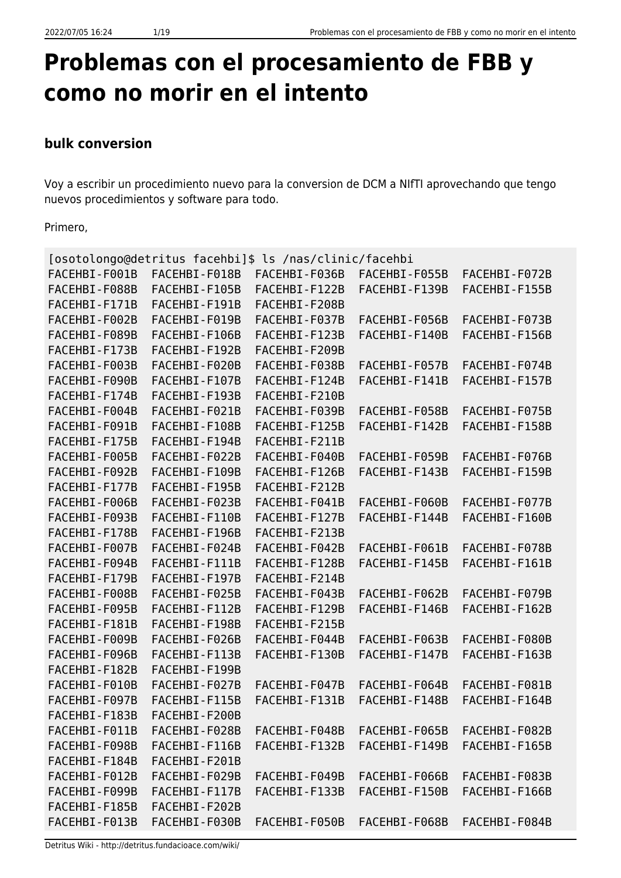# Problemas con el procesamiento de FBB y como no morir en el intento

## bulk conversion

Voy a escribir un procedimiento nuevo para la conversion de DCM a NIfTI aprovechando que tengo nuevos procedimientos y software para todo.

Primero,

```
[osotolongo@detritus facehbi]$ ls /nas/clinic/facehbi
FACEHBI-F001B  FACEHBI-F018B  FACEHBI-F036B  FACEHBI-F055B  FACEHBI-F072B
FACEHBI-F088B  FACEHBI-F105B  FACEHBI-F122B  FACEHBI-F139B  FACEHBI-F155B
FACEHBI-F171B  FACEHBI-F191B  FACEHBI-F208B
FACEHBI-F002B  FACEHBI-F019B  FACEHBI-F037B  FACEHBI-F056B  FACEHBI-F073B
FACEHBI-F089B  FACEHBI-F106B  FACEHBI-F123B  FACEHBI-F140B  FACEHBI-F156B
FACEHBI-F173B  FACEHBI-F192B  FACEHBI-F209B
FACEHBI-F003B  FACEHBI-F020B  FACEHBI-F038B  FACEHBI-F057B  FACEHBI-F074B
FACEHBI-F090B  FACEHBI-F107B  FACEHBI-F124B  FACEHBI-F141B  FACEHBI-F157B
FACEHBI-F174B  FACEHBI-F193B  FACEHBI-F210B
FACEHBI-F004B  FACEHBI-F021B  FACEHBI-F039B  FACEHBI-F058B  FACEHBI-F075B
FACEHBI-F091B  FACEHBI-F108B  FACEHBI-F125B  FACEHBI-F142B  FACEHBI-F158B
FACEHBI-F175B  FACEHBI-F194B  FACEHBI-F211B
FACEHBI-F005B  FACEHBI-F022B  FACEHBI-F040B  FACEHBI-F059B  FACEHBI-F076B
FACEHBI-F092B  FACEHBI-F109B  FACEHBI-F126B  FACEHBI-F143B  FACEHBI-F159B
FACEHBI-F177B  FACEHBI-F195B  FACEHBI-F212B
FACEHBI-F006B  FACEHBI-F023B  FACEHBI-F041B  FACEHBI-F060B  FACEHBI-F077B
FACEHBI-F093B  FACEHBI-F110B  FACEHBI-F127B  FACEHBI-F144B  FACEHBI-F160B
FACEHBI-F178B  FACEHBI-F196B  FACEHBI-F213B
FACEHBI-F007B  FACEHBI-F024B  FACEHBI-F042B  FACEHBI-F061B  FACEHBI-F078B
FACEHBI-F094B  FACEHBI-F111B  FACEHBI-F128B  FACEHBI-F145B  FACEHBI-F161B
FACEHBI-F179B  FACEHBI-F197B  FACEHBI-F214B
FACEHBI-F008B  FACEHBI-F025B  FACEHBI-F043B  FACEHBI-F062B  FACEHBI-F079B
FACEHBI-F095B  FACEHBI-F112B  FACEHBI-F129B  FACEHBI-F146B  FACEHBI-F162B
FACEHBI-F181B  FACEHBI-F198B  FACEHBI-F215B
FACEHBI-F009B  FACEHBI-F026B  FACEHBI-F044B  FACEHBI-F063B  FACEHBI-F080B
FACEHBI-F096B  FACEHBI-F113B  FACEHBI-F130B  FACEHBI-F147B  FACEHBI-F163B
FACEHBI-F182B  FACEHBI-F199B
FACEHBI-F010B  FACEHBI-F027B  FACEHBI-F047B  FACEHBI-F064B  FACEHBI-F081B
FACEHBI-F097B  FACEHBI-F115B  FACEHBI-F131B  FACEHBI-F148B  FACEHBI-F164B
FACEHBI-F183B  FACEHBI-F200B
FACEHBI-F011B  FACEHBI-F028B  FACEHBI-F048B  FACEHBI-F065B  FACEHBI-F082B
FACEHBI-F098B  FACEHBI-F116B  FACEHBI-F132B  FACEHBI-F149B  FACEHBI-F165B
FACEHBI-F184B  FACEHBI-F201B
FACEHBI-F012B  FACEHBI-F029B  FACEHBI-F049B  FACEHBI-F066B  FACEHBI-F083B
FACEHBI-F099B  FACEHBI-F117B  FACEHBI-F133B  FACEHBI-F150B  FACEHBI-F166B
FACEHBI-F185B  FACEHBI-F202B
FACEHBI-F013B  FACEHBI-F030B  FACEHBI-F050B  FACEHBI-F068B  FACEHBI-F084B
```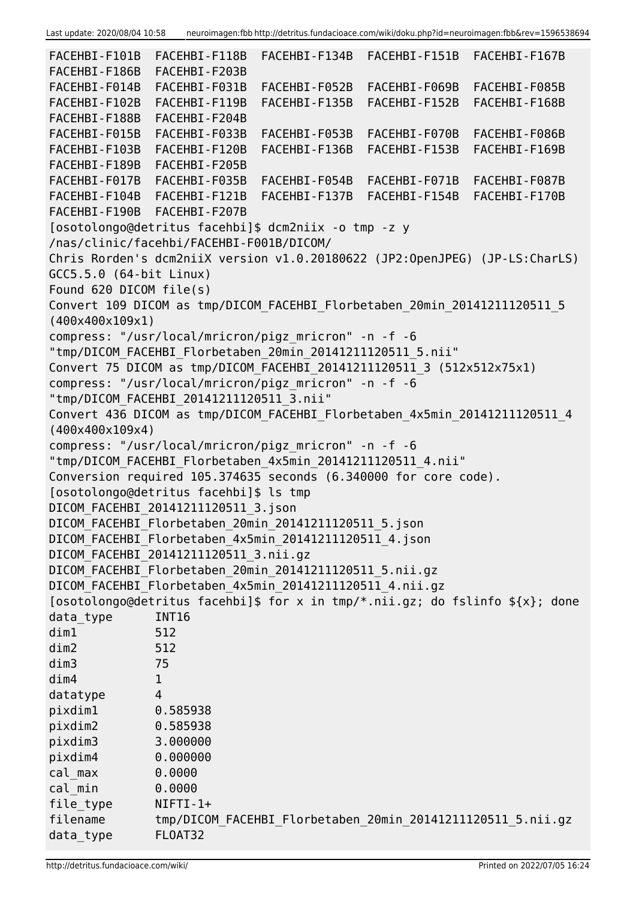```
FACEHBI-F101B  FACEHBI-F118B  FACEHBI-F134B  FACEHBI-F151B  FACEHBI-F167B
FACEHBI-F186B  FACEHBI-F203B
FACEHBI-F014B  FACEHBI-F031B  FACEHBI-F052B  FACEHBI-F069B  FACEHBI-F085B
FACEHBI-F102B  FACEHBI-F119B  FACEHBI-F135B  FACEHBI-F152B  FACEHBI-F168B
FACEHBI-F188B  FACEHBI-F204B
FACEHBI-F015B  FACEHBI-F033B  FACEHBI-F053B  FACEHBI-F070B  FACEHBI-F086B
FACEHBI-F103B  FACEHBI-F120B  FACEHBI-F136B  FACEHBI-F153B  FACEHBI-F169B
FACEHBI-F189B  FACEHBI-F205B
FACEHBI-F017B  FACEHBI-F035B  FACEHBI-F054B  FACEHBI-F071B  FACEHBI-F087B
FACEHBI-F104B  FACEHBI-F121B  FACEHBI-F137B  FACEHBI-F154B  FACEHBI-F170B
FACEHBI-F190B  FACEHBI-F207B
[osotolongo@detritus facehbi]$ dcm2niix -o tmp -z y
/nas/clinic/facehbi/FACEHBI-F001B/DICOM/
Chris Rorden's dcm2niiX version v1.0.20180622 (JP2:OpenJPEG) (JP-LS:CharLS)
GCC5.5.0 (64-bit Linux)
Found 620 DICOM file(s)
Convert 109 DICOM as tmp/DICOM_FACEHBI_Florbetaben_20min_20141211120511_5
(400x400x109x1)
compress: "/usr/local/mricron/pigz_mricron" -n -f -6
"tmp/DICOM_FACEHBI_Florbetaben_20min_20141211120511_5.nii"
Convert 75 DICOM as tmp/DICOM_FACEHBI_20141211120511_3 (512x512x75x1)
compress: "/usr/local/mricron/pigz_mricron" -n -f -6
"tmp/DICOM_FACEHBI_20141211120511_3.nii"
Convert 436 DICOM as tmp/DICOM_FACEHBI_Florbetaben_4x5min_20141211120511_4
(400x400x109x4)
compress: "/usr/local/mricron/pigz_mricron" -n -f -6
"tmp/DICOM_FACEHBI_Florbetaben_4x5min_20141211120511_4.nii"
Conversion required 105.374635 seconds (6.340000 for core code).
[osotolongo@detritus facehbi]$ ls tmp
DICOM_FACEHBI_20141211120511_3.json
DICOM_FACEHBI_Florbetaben_20min_20141211120511_5.json
DICOM_FACEHBI_Florbetaben_4x5min_20141211120511_4.json
DICOM_FACEHBI_20141211120511_3.nii.gz
DICOM_FACEHBI_Florbetaben_20min_20141211120511_5.nii.gz
DICOM_FACEHBI_Florbetaben_4x5min_20141211120511_4.nii.gz
[osotolongo@detritus facehbi]$ for x in tmp/*.nii.gz; do fslinfo ${x}; done
data_type      INT16
dim1           512
dim2           512
dim3           75
dim4           1
datatype       4
pixdim1        0.585938
pixdim2        0.585938
pixdim3        3.000000
pixdim4        0.000000
cal_max        0.0000
cal_min        0.0000
file_type      NIFTI-1+
filename       tmp/DICOM_FACEHBI_Florbetaben_20min_20141211120511_5.nii.gz
data_type      FLOAT32
```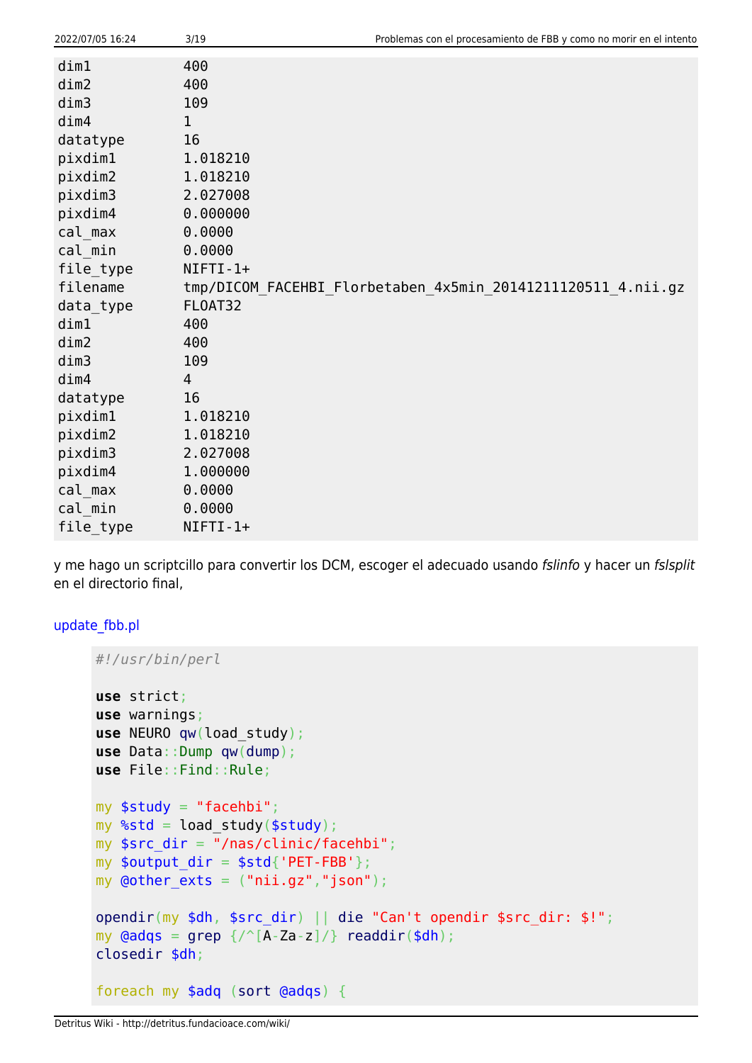```
dim1           400
dim2           400
dim3           109
dim4           1
datatype       16
pixdim1        1.018210
pixdim2        1.018210
pixdim3        2.027008
pixdim4        0.000000
cal_max        0.0000
cal_min        0.0000
file_type      NIFTI-1+
filename       tmp/DICOM_FACEHBI_Florbetaben_4x5min_20141211120511_4.nii.gz
data_type      FLOAT32
dim1           400
dim2           400
dim3           109
dim4           4
datatype       16
pixdim1        1.018210
pixdim2        1.018210
pixdim3        2.027008
pixdim4        1.000000
cal_max        0.0000
cal_min        0.0000
file_type      NIFTI-1+
```

y me hago un scriptcillo para convertir los DCM, escoger el adecuado usando *fslinfo* y hacer un *fslsplit* en el directorio final,

update_fbb.pl

```perl
#!/usr/bin/perl

use strict;
use warnings;
use NEURO qw(load_study);
use Data::Dump qw(dump);
use File::Find::Rule;

my $study = "facehbi";
my %std = load_study($study);
my $src_dir = "/nas/clinic/facehbi";
my $output_dir = $std{'PET-FBB'};
my @other_exts = ("nii.gz","json");

opendir(my $dh, $src_dir) || die "Can't opendir $src_dir: $!";
my @adqs = grep {/^[A-Za-z]/} readdir($dh);
closedir $dh;

foreach my $adq (sort @adqs) {
```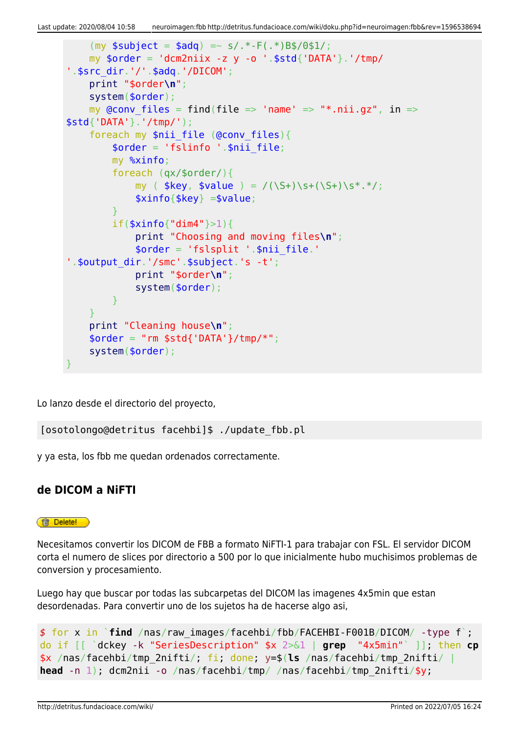```
    (my $subject = $adq) =~ s/.*-F(.*)B$/0$1/;
    my $order = 'dcm2niix -z y -o '.$std{'DATA'}.'/tmp/
'.$src_dir.'/'.$adq.'/DICOM';
    print "$order\n";
    system($order);
    my @conv_files = find(file => 'name' => "*.nii.gz", in =>
$std{'DATA'}.'/tmp/');
    foreach my $nii_file (@conv_files){
        $order = 'fslinfo '.$nii_file;
        my %xinfo;
        foreach (qx/$order/){
            my ( $key, $value ) = /(\S+)\s+(\S+)\s*.*/;
            $xinfo{$key} =$value;
        }
        if($xinfo{"dim4"}>1){
            print "Choosing and moving files\n";
            $order = 'fslsplit '.$nii_file.'
'.$output_dir.'/smc'.$subject.'s -t';
            print "$order\n";
            system($order);
        }
    }
    print "Cleaning house\n";
    $order = "rm $std{'DATA'}/tmp/*";
    system($order);
}
```

Lo lanzo desde el directorio del proyecto,

```
[osotolongo@detritus facehbi]$ ./update_fbb.pl
```

y ya esta, los fbb me quedan ordenados correctamente.

## de DICOM a NiFTI

Delete!

Necesitamos convertir los DICOM de FBB a formato NiFTI-1 para trabajar con FSL. El servidor DICOM corta el numero de slices por directorio a 500 por lo que inicialmente hubo muchisimos problemas de conversion y procesamiento.

Luego hay que buscar por todas las subcarpetas del DICOM las imagenes 4x5min que estan desordenadas. Para convertir uno de los sujetos ha de hacerse algo asi,

```
$ for x in `find /nas/raw_images/facehbi/fbb/FACEHBI-F001B/DICOM/ -type f`;
do if [[ `dckey -k "SeriesDescription" $x 2>&1 | grep  "4x5min"` ]]; then cp
$x /nas/facehbi/tmp_2nifti/; fi; done; y=$(ls /nas/facehbi/tmp_2nifti/ |
head -n 1); dcm2nii -o /nas/facehbi/tmp/ /nas/facehbi/tmp_2nifti/$y;
```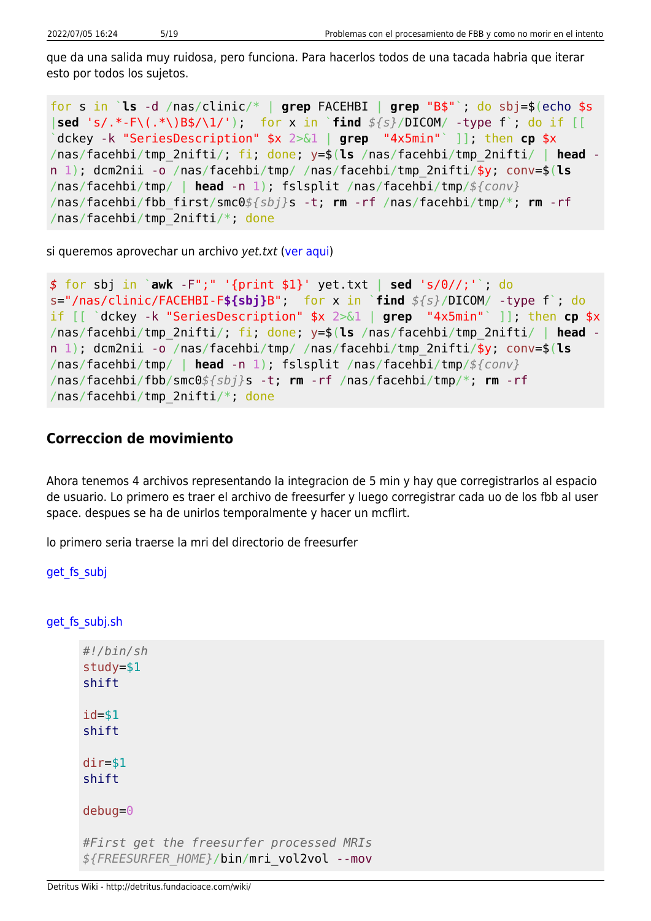que da una salida muy ruidosa, pero funciona. Para hacerlos todos de una tacada habria que iterar esto por todos los sujetos.

```
for s in `ls -d /nas/clinic/* | grep FACEHBI | grep "B$"`; do sbj=$(echo $s |sed 's/.*-F\(.*\)B$/\1/');  for x in `find ${s}/DICOM/ -type f`; do if [[ `dckey -k "SeriesDescription" $x 2>&1 | grep  "4x5min"` ]]; then cp $x /nas/facehbi/tmp_2nifti/; fi; done; y=$(ls /nas/facehbi/tmp_2nifti/ | head -n 1); dcm2nii -o /nas/facehbi/tmp/ /nas/facehbi/tmp_2nifti/$y; conv=$(ls /nas/facehbi/tmp/ | head -n 1); fslsplit /nas/facehbi/tmp/${conv} /nas/facehbi/fbb_first/smc0${sbj}s -t; rm -rf /nas/facehbi/tmp/*; rm -rf /nas/facehbi/tmp_2nifti/*; done
```

si queremos aprovechar un archivo *yet.txt* (ver aqui)

```
$ for sbj in `awk -F";" '{print $1}' yet.txt | sed 's/0//;'`; do s="/nas/clinic/FACEHBI-F${sbj}B";  for x in `find ${s}/DICOM/ -type f`; do if [[ `dckey -k "SeriesDescription" $x 2>&1 | grep  "4x5min"` ]]; then cp $x /nas/facehbi/tmp_2nifti/; fi; done; y=$(ls /nas/facehbi/tmp_2nifti/ | head -n 1); dcm2nii -o /nas/facehbi/tmp/ /nas/facehbi/tmp_2nifti/$y; conv=$(ls /nas/facehbi/tmp/ | head -n 1); fslsplit /nas/facehbi/tmp/${conv} /nas/facehbi/fbb/smc0${sbj}s -t; rm -rf /nas/facehbi/tmp/*; rm -rf /nas/facehbi/tmp_2nifti/*; done
```

## Correccion de movimiento

Ahora tenemos 4 archivos representando la integracion de 5 min y hay que corregistrarlos al espacio de usuario. Lo primero es traer el archivo de freesurfer y luego corregistrar cada uo de los fbb al user space. despues se ha de unirlos temporalmente y hacer un mcflirt.

lo primero seria traerse la mri del directorio de freesurfer

get_fs_subj

get_fs_subj.sh

```
#!/bin/sh
study=$1
shift

id=$1
shift

dir=$1
shift

debug=0

#First get the freesurfer processed MRIs
${FREESURFER_HOME}/bin/mri_vol2vol --mov
```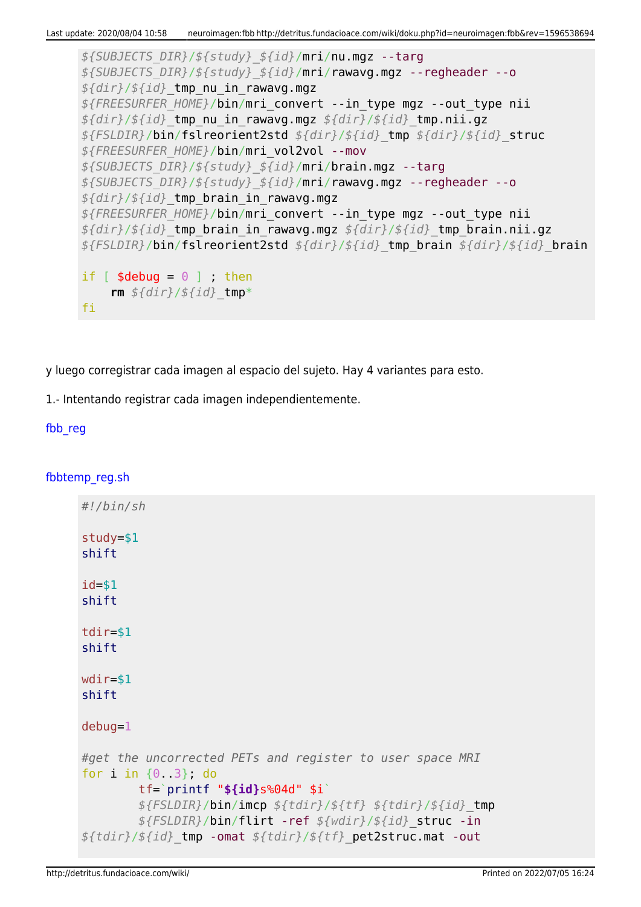```
${SUBJECTS_DIR}/${study}_${id}/mri/nu.mgz --targ
${SUBJECTS_DIR}/${study}_${id}/mri/rawavg.mgz --regheader --o
${dir}/${id}_tmp_nu_in_rawavg.mgz
${FREESURFER_HOME}/bin/mri_convert --in_type mgz --out_type nii
${dir}/${id}_tmp_nu_in_rawavg.mgz ${dir}/${id}_tmp.nii.gz
${FSLDIR}/bin/fslreorient2std ${dir}/${id}_tmp ${dir}/${id}_struc
${FREESURFER_HOME}/bin/mri_vol2vol --mov
${SUBJECTS_DIR}/${study}_${id}/mri/brain.mgz --targ
${SUBJECTS_DIR}/${study}_${id}/mri/rawavg.mgz --regheader --o
${dir}/${id}_tmp_brain_in_rawavg.mgz
${FREESURFER_HOME}/bin/mri_convert --in_type mgz --out_type nii
${dir}/${id}_tmp_brain_in_rawavg.mgz ${dir}/${id}_tmp_brain.nii.gz
${FSLDIR}/bin/fslreorient2std ${dir}/${id}_tmp_brain ${dir}/${id}_brain

if [ $debug = 0 ] ; then
    rm ${dir}/${id}_tmp*
fi
```

y luego corregistrar cada imagen al espacio del sujeto. Hay 4 variantes para esto.

1.- Intentando registrar cada imagen independientemente.

fbb_reg

fbbtemp_reg.sh

```
#!/bin/sh

study=$1
shift

id=$1
shift

tdir=$1
shift

wdir=$1
shift

debug=1

#get the uncorrected PETs and register to user space MRI
for i in {0..3}; do
        tf=`printf "${id}s%04d" $i`
        ${FSLDIR}/bin/imcp ${tdir}/${tf} ${tdir}/${id}_tmp
        ${FSLDIR}/bin/flirt -ref ${wdir}/${id}_struc -in
${tdir}/${id}_tmp -omat ${tdir}/${tf}_pet2struc.mat -out
```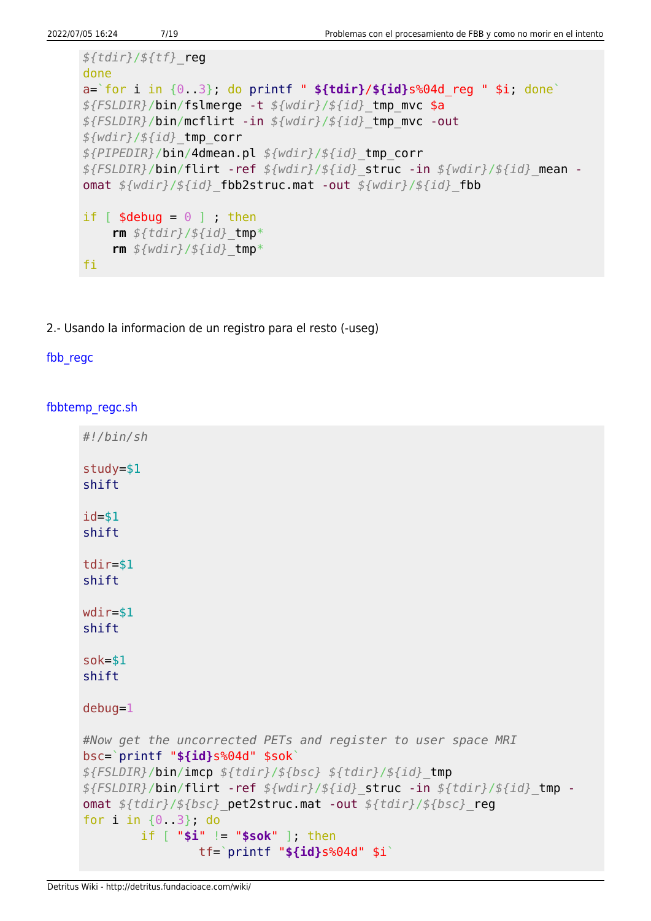```
${tdir}/${tf}_reg
done
a=`for i in {0..3}; do printf " ${tdir}/${id}s%04d_reg " $i; done`
${FSLDIR}/bin/fslmerge -t ${wdir}/${id}_tmp_mvc $a
${FSLDIR}/bin/mcflirt -in ${wdir}/${id}_tmp_mvc -out
${wdir}/${id}_tmp_corr
${PIPEDIR}/bin/4dmean.pl ${wdir}/${id}_tmp_corr
${FSLDIR}/bin/flirt -ref ${wdir}/${id}_struc -in ${wdir}/${id}_mean -
omat ${wdir}/${id}_fbb2struc.mat -out ${wdir}/${id}_fbb

if [ $debug = 0 ] ; then
    rm ${tdir}/${id}_tmp*
    rm ${wdir}/${id}_tmp*
fi
```

2.- Usando la informacion de un registro para el resto (-useg)

fbb_regc

fbbtemp_regc.sh

```
#!/bin/sh

study=$1
shift

id=$1
shift

tdir=$1
shift

wdir=$1
shift

sok=$1
shift

debug=1

#Now get the uncorrected PETs and register to user space MRI
bsc=`printf "${id}s%04d" $sok`
${FSLDIR}/bin/imcp ${tdir}/${bsc} ${tdir}/${id}_tmp
${FSLDIR}/bin/flirt -ref ${wdir}/${id}_struc -in ${tdir}/${id}_tmp -
omat ${tdir}/${bsc}_pet2struc.mat -out ${tdir}/${bsc}_reg
for i in {0..3}; do
        if [ "$i" != "$sok" ]; then
                tf=`printf "${id}s%04d" $i`
```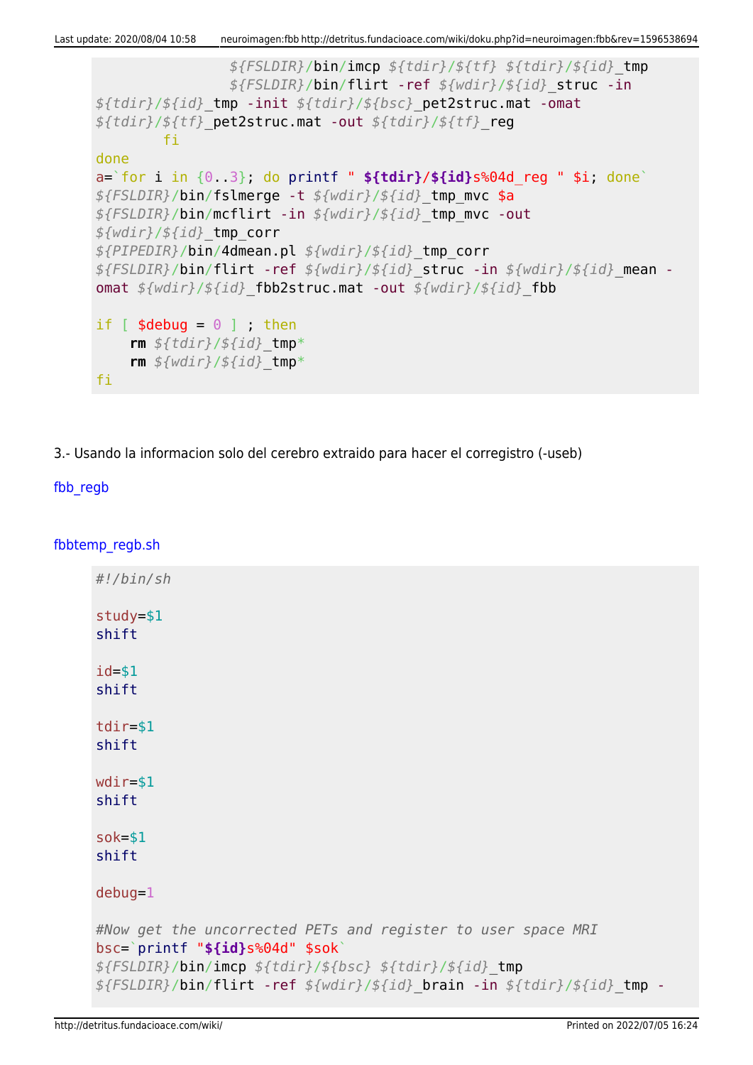```
                ${FSLDIR}/bin/imcp ${tdir}/${tf} ${tdir}/${id}_tmp
                ${FSLDIR}/bin/flirt -ref ${wdir}/${id}_struc -in
${tdir}/${id}_tmp -init ${tdir}/${bsc}_pet2struc.mat -omat
${tdir}/${tf}_pet2struc.mat -out ${tdir}/${tf}_reg
        fi
done
a=`for i in {0..3}; do printf " ${tdir}/${id}s%04d_reg " $i; done`
${FSLDIR}/bin/fslmerge -t ${wdir}/${id}_tmp_mvc $a
${FSLDIR}/bin/mcflirt -in ${wdir}/${id}_tmp_mvc -out
${wdir}/${id}_tmp_corr
${PIPEDIR}/bin/4dmean.pl ${wdir}/${id}_tmp_corr
${FSLDIR}/bin/flirt -ref ${wdir}/${id}_struc -in ${wdir}/${id}_mean -
omat ${wdir}/${id}_fbb2struc.mat -out ${wdir}/${id}_fbb

if [ $debug = 0 ] ; then
    rm ${tdir}/${id}_tmp*
    rm ${wdir}/${id}_tmp*
fi
```

3.- Usando la informacion solo del cerebro extraido para hacer el corregistro (-useb)

fbb_regb

fbbtemp_regb.sh

```
#!/bin/sh

study=$1
shift

id=$1
shift

tdir=$1
shift

wdir=$1
shift

sok=$1
shift

debug=1

#Now get the uncorrected PETs and register to user space MRI
bsc=`printf "${id}s%04d" $sok`
${FSLDIR}/bin/imcp ${tdir}/${bsc} ${tdir}/${id}_tmp
${FSLDIR}/bin/flirt -ref ${wdir}/${id}_brain -in ${tdir}/${id}_tmp -
```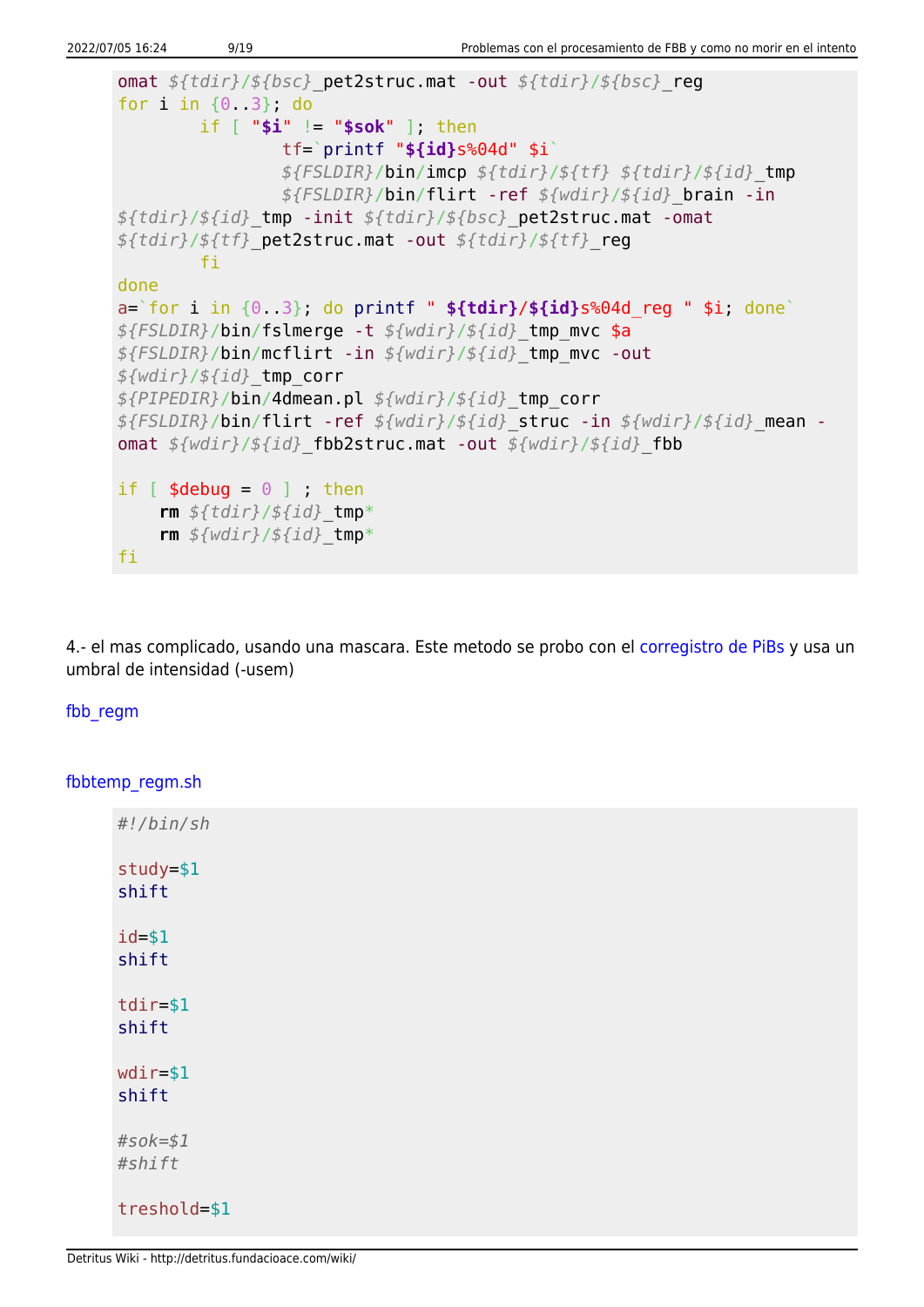```
omat ${tdir}/${bsc}_pet2struc.mat -out ${tdir}/${bsc}_reg
for i in {0..3}; do
        if [ "$i" != "$sok" ]; then
                tf=`printf "${id}s%04d" $i`
                ${FSLDIR}/bin/imcp ${tdir}/${tf} ${tdir}/${id}_tmp
                ${FSLDIR}/bin/flirt -ref ${wdir}/${id}_brain -in
${tdir}/${id}_tmp -init ${tdir}/${bsc}_pet2struc.mat -omat
${tdir}/${tf}_pet2struc.mat -out ${tdir}/${tf}_reg
        fi
done
a=`for i in {0..3}; do printf " ${tdir}/${id}s%04d_reg " $i; done`
${FSLDIR}/bin/fslmerge -t ${wdir}/${id}_tmp_mvc $a
${FSLDIR}/bin/mcflirt -in ${wdir}/${id}_tmp_mvc -out
${wdir}/${id}_tmp_corr
${PIPEDIR}/bin/4dmean.pl ${wdir}/${id}_tmp_corr
${FSLDIR}/bin/flirt -ref ${wdir}/${id}_struc -in ${wdir}/${id}_mean -
omat ${wdir}/${id}_fbb2struc.mat -out ${wdir}/${id}_fbb

if [ $debug = 0 ] ; then
    rm ${tdir}/${id}_tmp*
    rm ${wdir}/${id}_tmp*
fi
```

4.- el mas complicado, usando una mascara. Este metodo se probo con el corregistro de PiBs y usa un umbral de intensidad (-usem)

fbb_regm

fbbtemp_regm.sh

```
#!/bin/sh

study=$1
shift

id=$1
shift

tdir=$1
shift

wdir=$1
shift

#sok=$1
#shift

treshold=$1
```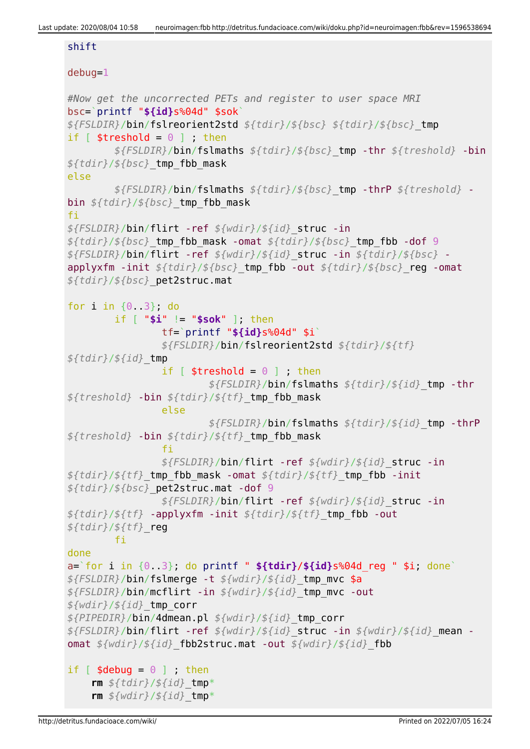```
shift

debug=1

#Now get the uncorrected PETs and register to user space MRI
bsc=`printf "${id}s%04d" $sok`
${FSLDIR}/bin/fslreorient2std ${tdir}/${bsc} ${tdir}/${bsc}_tmp
if [ $treshold = 0 ] ; then
        ${FSLDIR}/bin/fslmaths ${tdir}/${bsc}_tmp -thr ${treshold} -bin ${tdir}/${bsc}_tmp_fbb_mask
else
        ${FSLDIR}/bin/fslmaths ${tdir}/${bsc}_tmp -thrP ${treshold} -bin ${tdir}/${bsc}_tmp_fbb_mask
fi
${FSLDIR}/bin/flirt -ref ${wdir}/${id}_struc -in ${tdir}/${bsc}_tmp_fbb_mask -omat ${tdir}/${bsc}_tmp_fbb -dof 9
${FSLDIR}/bin/flirt -ref ${wdir}/${id}_struc -in ${tdir}/${bsc} -applyxfm -init ${tdir}/${bsc}_tmp_fbb -out ${tdir}/${bsc}_reg -omat ${tdir}/${bsc}_pet2struc.mat

for i in {0..3}; do
        if [ "$i" != "$sok" ]; then
                tf=`printf "${id}s%04d" $i`
                ${FSLDIR}/bin/fslreorient2std ${tdir}/${tf} ${tdir}/${id}_tmp
                if [ $treshold = 0 ] ; then
                        ${FSLDIR}/bin/fslmaths ${tdir}/${id}_tmp -thr ${treshold} -bin ${tdir}/${tf}_tmp_fbb_mask
                else
                        ${FSLDIR}/bin/fslmaths ${tdir}/${id}_tmp -thrP ${treshold} -bin ${tdir}/${tf}_tmp_fbb_mask
                fi
                ${FSLDIR}/bin/flirt -ref ${wdir}/${id}_struc -in ${tdir}/${tf}_tmp_fbb_mask -omat ${tdir}/${tf}_tmp_fbb -init ${tdir}/${bsc}_pet2struc.mat -dof 9
                ${FSLDIR}/bin/flirt -ref ${wdir}/${id}_struc -in ${tdir}/${tf} -applyxfm -init ${tdir}/${tf}_tmp_fbb -out ${tdir}/${tf}_reg
        fi
done
a=`for i in {0..3}; do printf " ${tdir}/${id}s%04d_reg " $i; done`
${FSLDIR}/bin/fslmerge -t ${wdir}/${id}_tmp_mvc $a
${FSLDIR}/bin/mcflirt -in ${wdir}/${id}_tmp_mvc -out ${wdir}/${id}_tmp_corr
${PIPEDIR}/bin/4dmean.pl ${wdir}/${id}_tmp_corr
${FSLDIR}/bin/flirt -ref ${wdir}/${id}_struc -in ${wdir}/${id}_mean -omat ${wdir}/${id}_fbb2struc.mat -out ${wdir}/${id}_fbb

if [ $debug = 0 ] ; then
    rm ${tdir}/${id}_tmp*
    rm ${wdir}/${id}_tmp*
```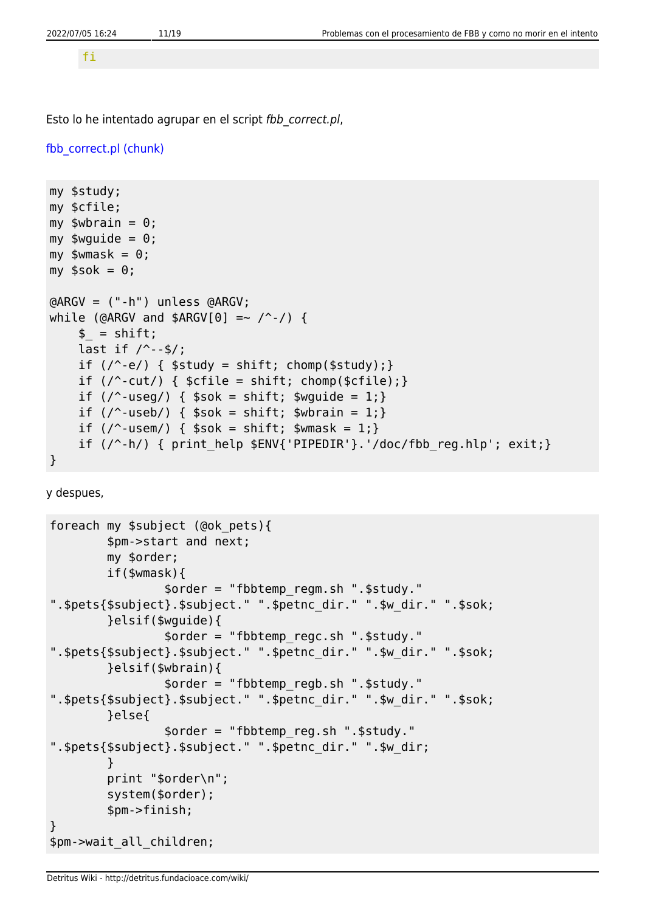```
fi
```

Esto lo he intentado agrupar en el script *fbb_correct.pl*,

fbb_correct.pl (chunk)

```
my $study;
my $cfile;
my $wbrain = 0;
my $wguide = 0;
my $wmask = 0;
my $sok = 0;

@ARGV = ("-h") unless @ARGV;
while (@ARGV and $ARGV[0] =~ /^-/) {
    $_ = shift;
    last if /^--$/;
    if (/^-e/) { $study = shift; chomp($study);}
    if (/^-cut/) { $cfile = shift; chomp($cfile);}
    if (/^-useg/) { $sok = shift; $wguide = 1;}
    if (/^-useb/) { $sok = shift; $wbrain = 1;}
    if (/^-usem/) { $sok = shift; $wmask = 1;}
    if (/^-h/) { print_help $ENV{'PIPEDIR'}.'/doc/fbb_reg.hlp'; exit;}
}
```

y despues,

```
foreach my $subject (@ok_pets){
        $pm->start and next;
        my $order;
        if($wmask){
                $order = "fbbtemp_regm.sh ".$study."
".$pets{$subject}.$subject." ".$petnc_dir." ".$w_dir." ".$sok;
        }elsif($wguide){
                $order = "fbbtemp_regc.sh ".$study."
".$pets{$subject}.$subject." ".$petnc_dir." ".$w_dir." ".$sok;
        }elsif($wbrain){
                $order = "fbbtemp_regb.sh ".$study."
".$pets{$subject}.$subject." ".$petnc_dir." ".$w_dir." ".$sok;
        }else{
                $order = "fbbtemp_reg.sh ".$study."
".$pets{$subject}.$subject." ".$petnc_dir." ".$w_dir;
        }
        print "$order\n";
        system($order);
        $pm->finish;
}
$pm->wait_all_children;
```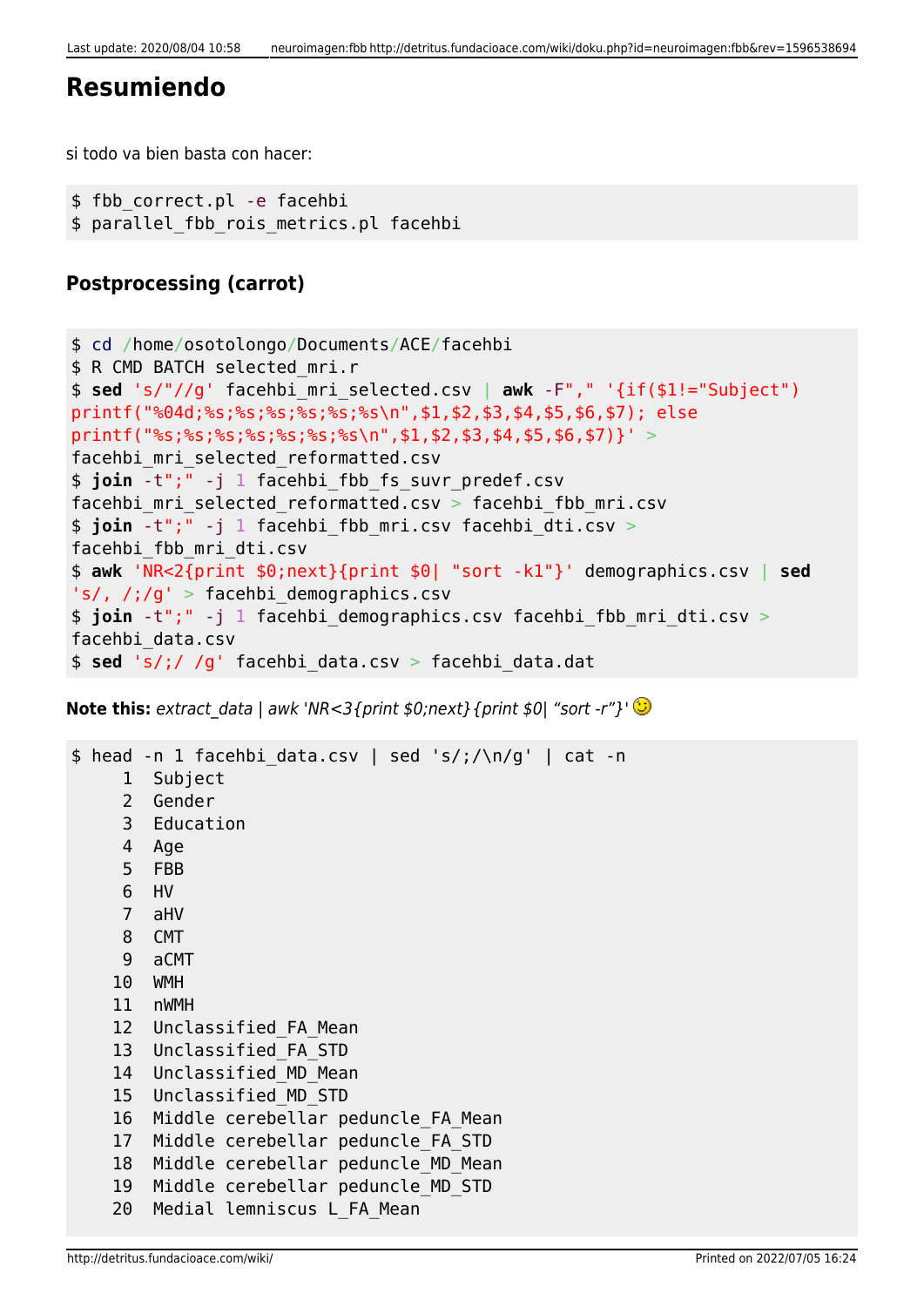## Resumiendo

si todo va bien basta con hacer:

```
$ fbb_correct.pl -e facehbi
$ parallel_fbb_rois_metrics.pl facehbi
```

### Postprocessing (carrot)

```
$ cd /home/osotolongo/Documents/ACE/facehbi
$ R CMD BATCH selected_mri.r
$ sed 's/"//g' facehbi_mri_selected.csv | awk -F"," '{if($1!="Subject")
printf("%04d;%s;%s;%s;%s;%s;%s\n",$1,$2,$3,$4,$5,$6,$7); else
printf("%s;%s;%s;%s;%s;%s;%s\n",$1,$2,$3,$4,$5,$6,$7)}' >
facehbi_mri_selected_reformatted.csv
$ join -t";" -j 1 facehbi_fbb_fs_suvr_predef.csv
facehbi_mri_selected_reformatted.csv > facehbi_fbb_mri.csv
$ join -t";" -j 1 facehbi_fbb_mri.csv facehbi_dti.csv >
facehbi_fbb_mri_dti.csv
$ awk 'NR<2{print $0;next}{print $0| "sort -k1"}' demographics.csv | sed
's/, /;/g' > facehbi_demographics.csv
$ join -t";" -j 1 facehbi_demographics.csv facehbi_fbb_mri_dti.csv >
facehbi_data.csv
$ sed 's/;/ /g' facehbi_data.csv > facehbi_data.dat
```

**Note this:** *extract_data | awk 'NR<3{print $0;next}{print $0| "sort -r"}'* 😉

```
$ head -n 1 facehbi_data.csv | sed 's/;/\n/g' | cat -n
     1  Subject
     2  Gender
     3  Education
     4  Age
     5  FBB
     6  HV
     7  aHV
     8  CMT
     9  aCMT
    10  WMH
    11  nWMH
    12  Unclassified_FA_Mean
    13  Unclassified_FA_STD
    14  Unclassified_MD_Mean
    15  Unclassified_MD_STD
    16  Middle cerebellar peduncle_FA_Mean
    17  Middle cerebellar peduncle_FA_STD
    18  Middle cerebellar peduncle_MD_Mean
    19  Middle cerebellar peduncle_MD_STD
    20  Medial lemniscus L_FA_Mean
```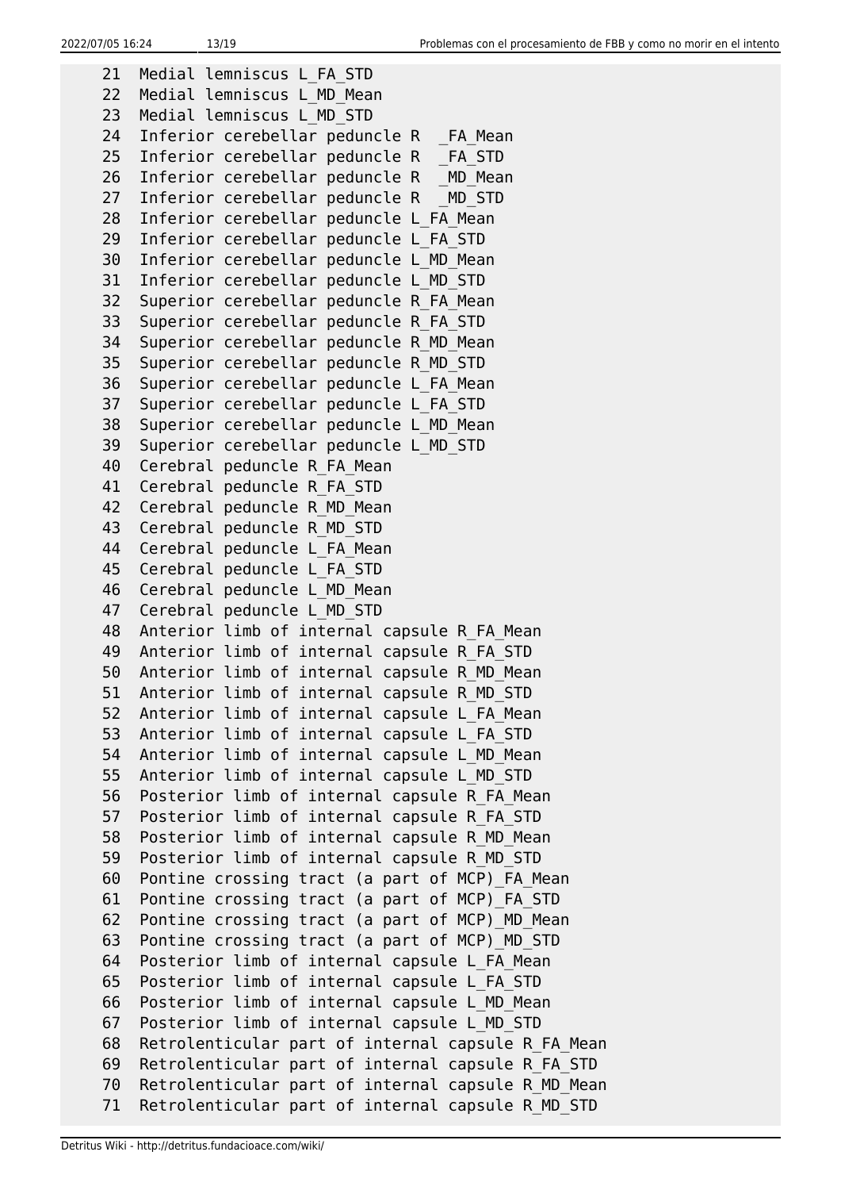```
21  Medial lemniscus L_FA_STD
22  Medial lemniscus L_MD_Mean
23  Medial lemniscus L_MD_STD
24  Inferior cerebellar peduncle R  _FA_Mean
25  Inferior cerebellar peduncle R  _FA_STD
26  Inferior cerebellar peduncle R  _MD_Mean
27  Inferior cerebellar peduncle R  _MD_STD
28  Inferior cerebellar peduncle L_FA_Mean
29  Inferior cerebellar peduncle L_FA_STD
30  Inferior cerebellar peduncle L_MD_Mean
31  Inferior cerebellar peduncle L_MD_STD
32  Superior cerebellar peduncle R_FA_Mean
33  Superior cerebellar peduncle R_FA_STD
34  Superior cerebellar peduncle R_MD_Mean
35  Superior cerebellar peduncle R_MD_STD
36  Superior cerebellar peduncle L_FA_Mean
37  Superior cerebellar peduncle L_FA_STD
38  Superior cerebellar peduncle L_MD_Mean
39  Superior cerebellar peduncle L_MD_STD
40  Cerebral peduncle R_FA_Mean
41  Cerebral peduncle R_FA_STD
42  Cerebral peduncle R_MD_Mean
43  Cerebral peduncle R_MD_STD
44  Cerebral peduncle L_FA_Mean
45  Cerebral peduncle L_FA_STD
46  Cerebral peduncle L_MD_Mean
47  Cerebral peduncle L_MD_STD
48  Anterior limb of internal capsule R_FA_Mean
49  Anterior limb of internal capsule R_FA_STD
50  Anterior limb of internal capsule R_MD_Mean
51  Anterior limb of internal capsule R_MD_STD
52  Anterior limb of internal capsule L_FA_Mean
53  Anterior limb of internal capsule L_FA_STD
54  Anterior limb of internal capsule L_MD_Mean
55  Anterior limb of internal capsule L_MD_STD
56  Posterior limb of internal capsule R_FA_Mean
57  Posterior limb of internal capsule R_FA_STD
58  Posterior limb of internal capsule R_MD_Mean
59  Posterior limb of internal capsule R_MD_STD
60  Pontine crossing tract (a part of MCP)_FA_Mean
61  Pontine crossing tract (a part of MCP)_FA_STD
62  Pontine crossing tract (a part of MCP)_MD_Mean
63  Pontine crossing tract (a part of MCP)_MD_STD
64  Posterior limb of internal capsule L_FA_Mean
65  Posterior limb of internal capsule L_FA_STD
66  Posterior limb of internal capsule L_MD_Mean
67  Posterior limb of internal capsule L_MD_STD
68  Retrolenticular part of internal capsule R_FA_Mean
69  Retrolenticular part of internal capsule R_FA_STD
70  Retrolenticular part of internal capsule R_MD_Mean
71  Retrolenticular part of internal capsule R_MD_STD
```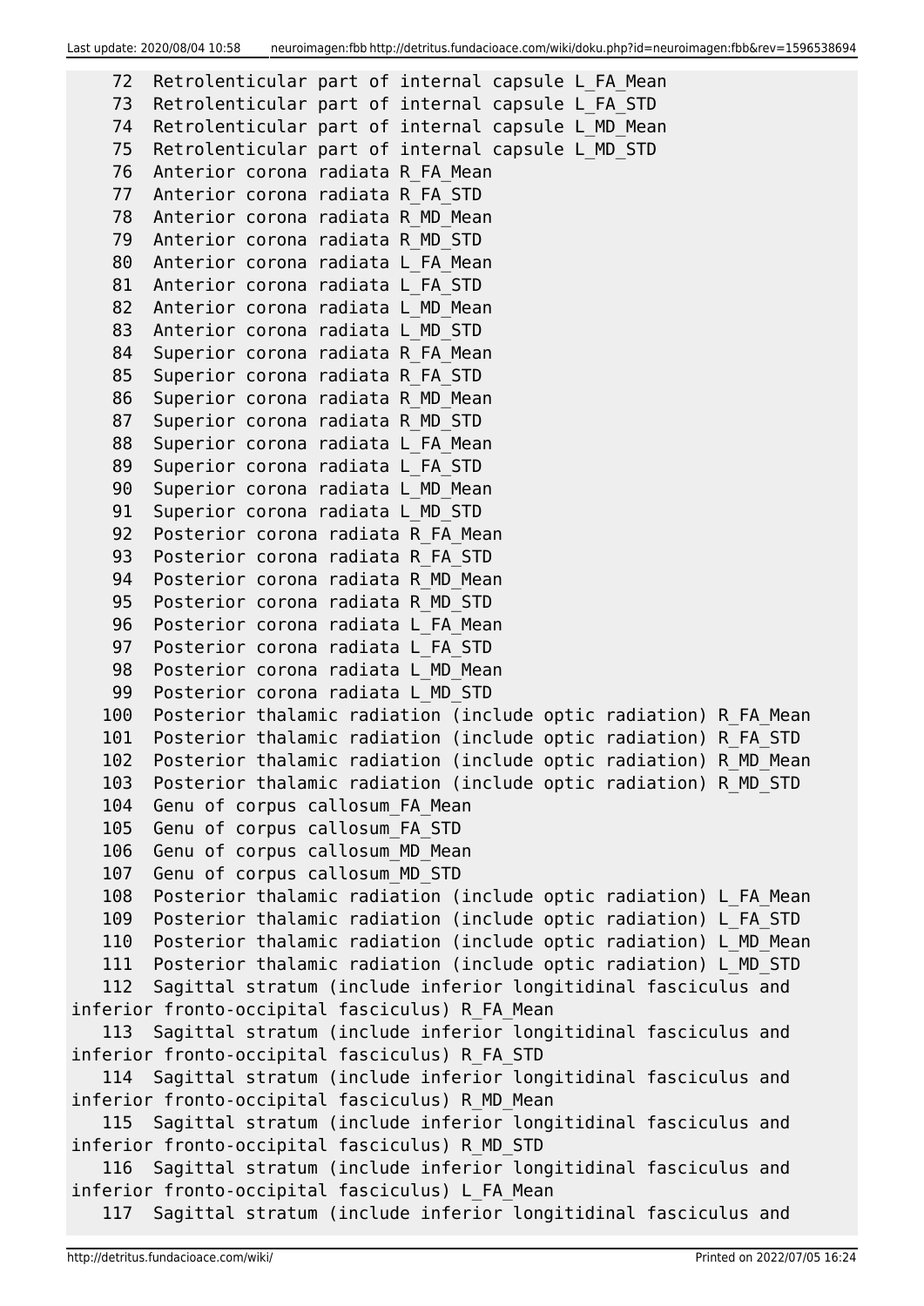```
   72  Retrolenticular part of internal capsule L_FA_Mean
   73  Retrolenticular part of internal capsule L_FA_STD
   74  Retrolenticular part of internal capsule L_MD_Mean
   75  Retrolenticular part of internal capsule L_MD_STD
   76  Anterior corona radiata R_FA_Mean
   77  Anterior corona radiata R_FA_STD
   78  Anterior corona radiata R_MD_Mean
   79  Anterior corona radiata R_MD_STD
   80  Anterior corona radiata L_FA_Mean
   81  Anterior corona radiata L_FA_STD
   82  Anterior corona radiata L_MD_Mean
   83  Anterior corona radiata L_MD_STD
   84  Superior corona radiata R_FA_Mean
   85  Superior corona radiata R_FA_STD
   86  Superior corona radiata R_MD_Mean
   87  Superior corona radiata R_MD_STD
   88  Superior corona radiata L_FA_Mean
   89  Superior corona radiata L_FA_STD
   90  Superior corona radiata L_MD_Mean
   91  Superior corona radiata L_MD_STD
   92  Posterior corona radiata R_FA_Mean
   93  Posterior corona radiata R_FA_STD
   94  Posterior corona radiata R_MD_Mean
   95  Posterior corona radiata R_MD_STD
   96  Posterior corona radiata L_FA_Mean
   97  Posterior corona radiata L_FA_STD
   98  Posterior corona radiata L_MD_Mean
   99  Posterior corona radiata L_MD_STD
  100  Posterior thalamic radiation (include optic radiation) R_FA_Mean
  101  Posterior thalamic radiation (include optic radiation) R_FA_STD
  102  Posterior thalamic radiation (include optic radiation) R_MD_Mean
  103  Posterior thalamic radiation (include optic radiation) R_MD_STD
  104  Genu of corpus callosum_FA_Mean
  105  Genu of corpus callosum_FA_STD
  106  Genu of corpus callosum_MD_Mean
  107  Genu of corpus callosum_MD_STD
  108  Posterior thalamic radiation (include optic radiation) L_FA_Mean
  109  Posterior thalamic radiation (include optic radiation) L_FA_STD
  110  Posterior thalamic radiation (include optic radiation) L_MD_Mean
  111  Posterior thalamic radiation (include optic radiation) L_MD_STD
  112  Sagittal stratum (include inferior longitidinal fasciculus and
inferior fronto-occipital fasciculus) R_FA_Mean
  113  Sagittal stratum (include inferior longitidinal fasciculus and
inferior fronto-occipital fasciculus) R_FA_STD
  114  Sagittal stratum (include inferior longitidinal fasciculus and
inferior fronto-occipital fasciculus) R_MD_Mean
  115  Sagittal stratum (include inferior longitidinal fasciculus and
inferior fronto-occipital fasciculus) R_MD_STD
  116  Sagittal stratum (include inferior longitidinal fasciculus and
inferior fronto-occipital fasciculus) L_FA_Mean
  117  Sagittal stratum (include inferior longitidinal fasciculus and
```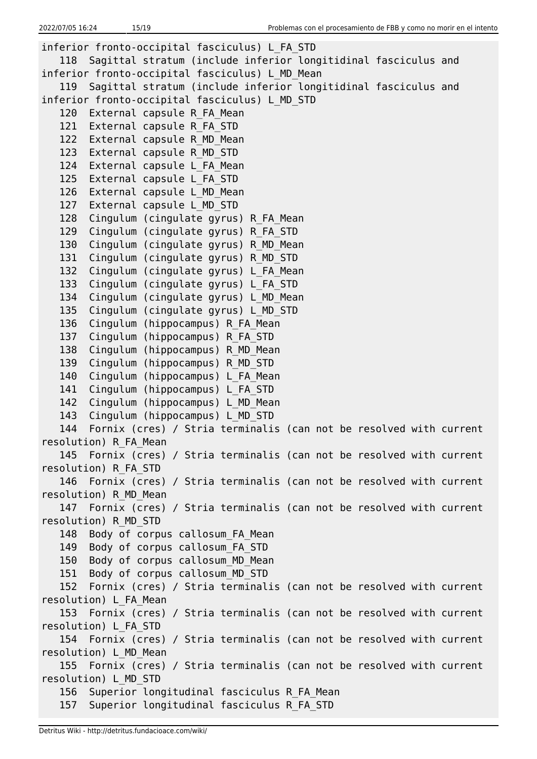```
inferior fronto-occipital fasciculus) L_FA_STD
   118  Sagittal stratum (include inferior longitidinal fasciculus and
inferior fronto-occipital fasciculus) L_MD_Mean
   119  Sagittal stratum (include inferior longitidinal fasciculus and
inferior fronto-occipital fasciculus) L_MD_STD
   120  External capsule R_FA_Mean
   121  External capsule R_FA_STD
   122  External capsule R_MD_Mean
   123  External capsule R_MD_STD
   124  External capsule L_FA_Mean
   125  External capsule L_FA_STD
   126  External capsule L_MD_Mean
   127  External capsule L_MD_STD
   128  Cingulum (cingulate gyrus) R_FA_Mean
   129  Cingulum (cingulate gyrus) R_FA_STD
   130  Cingulum (cingulate gyrus) R_MD_Mean
   131  Cingulum (cingulate gyrus) R_MD_STD
   132  Cingulum (cingulate gyrus) L_FA_Mean
   133  Cingulum (cingulate gyrus) L_FA_STD
   134  Cingulum (cingulate gyrus) L_MD_Mean
   135  Cingulum (cingulate gyrus) L_MD_STD
   136  Cingulum (hippocampus) R_FA_Mean
   137  Cingulum (hippocampus) R_FA_STD
   138  Cingulum (hippocampus) R_MD_Mean
   139  Cingulum (hippocampus) R_MD_STD
   140  Cingulum (hippocampus) L_FA_Mean
   141  Cingulum (hippocampus) L_FA_STD
   142  Cingulum (hippocampus) L_MD_Mean
   143  Cingulum (hippocampus) L_MD_STD
   144  Fornix (cres) / Stria terminalis (can not be resolved with current
resolution) R_FA_Mean
   145  Fornix (cres) / Stria terminalis (can not be resolved with current
resolution) R_FA_STD
   146  Fornix (cres) / Stria terminalis (can not be resolved with current
resolution) R_MD_Mean
   147  Fornix (cres) / Stria terminalis (can not be resolved with current
resolution) R_MD_STD
   148  Body of corpus callosum_FA_Mean
   149  Body of corpus callosum_FA_STD
   150  Body of corpus callosum_MD_Mean
   151  Body of corpus callosum_MD_STD
   152  Fornix (cres) / Stria terminalis (can not be resolved with current
resolution) L_FA_Mean
   153  Fornix (cres) / Stria terminalis (can not be resolved with current
resolution) L_FA_STD
   154  Fornix (cres) / Stria terminalis (can not be resolved with current
resolution) L_MD_Mean
   155  Fornix (cres) / Stria terminalis (can not be resolved with current
resolution) L_MD_STD
   156  Superior longitudinal fasciculus R_FA_Mean
   157  Superior longitudinal fasciculus R_FA_STD
```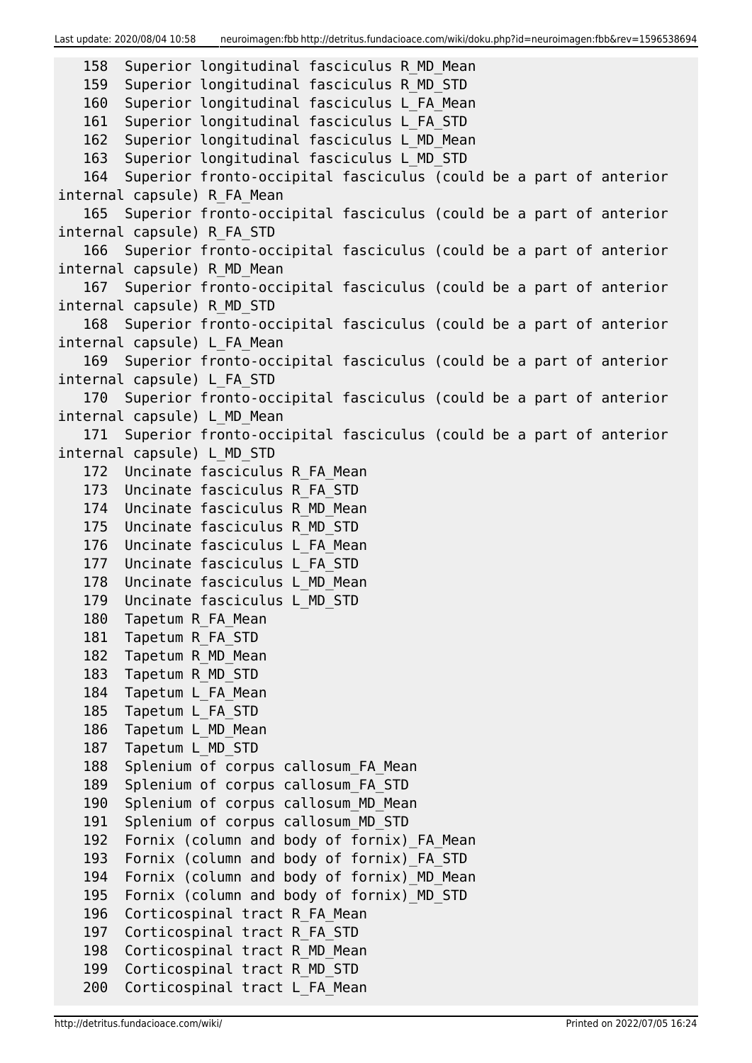```
   158  Superior longitudinal fasciculus R_MD_Mean
   159  Superior longitudinal fasciculus R_MD_STD
   160  Superior longitudinal fasciculus L_FA_Mean
   161  Superior longitudinal fasciculus L_FA_STD
   162  Superior longitudinal fasciculus L_MD_Mean
   163  Superior longitudinal fasciculus L_MD_STD
   164  Superior fronto-occipital fasciculus (could be a part of anterior
internal capsule) R_FA_Mean
   165  Superior fronto-occipital fasciculus (could be a part of anterior
internal capsule) R_FA_STD
   166  Superior fronto-occipital fasciculus (could be a part of anterior
internal capsule) R_MD_Mean
   167  Superior fronto-occipital fasciculus (could be a part of anterior
internal capsule) R_MD_STD
   168  Superior fronto-occipital fasciculus (could be a part of anterior
internal capsule) L_FA_Mean
   169  Superior fronto-occipital fasciculus (could be a part of anterior
internal capsule) L_FA_STD
   170  Superior fronto-occipital fasciculus (could be a part of anterior
internal capsule) L_MD_Mean
   171  Superior fronto-occipital fasciculus (could be a part of anterior
internal capsule) L_MD_STD
   172  Uncinate fasciculus R_FA_Mean
   173  Uncinate fasciculus R_FA_STD
   174  Uncinate fasciculus R_MD_Mean
   175  Uncinate fasciculus R_MD_STD
   176  Uncinate fasciculus L_FA_Mean
   177  Uncinate fasciculus L_FA_STD
   178  Uncinate fasciculus L_MD_Mean
   179  Uncinate fasciculus L_MD_STD
   180  Tapetum R_FA_Mean
   181  Tapetum R_FA_STD
   182  Tapetum R_MD_Mean
   183  Tapetum R_MD_STD
   184  Tapetum L_FA_Mean
   185  Tapetum L_FA_STD
   186  Tapetum L_MD_Mean
   187  Tapetum L_MD_STD
   188  Splenium of corpus callosum_FA_Mean
   189  Splenium of corpus callosum_FA_STD
   190  Splenium of corpus callosum_MD_Mean
   191  Splenium of corpus callosum_MD_STD
   192  Fornix (column and body of fornix)_FA_Mean
   193  Fornix (column and body of fornix)_FA_STD
   194  Fornix (column and body of fornix)_MD_Mean
   195  Fornix (column and body of fornix)_MD_STD
   196  Corticospinal tract R_FA_Mean
   197  Corticospinal tract R_FA_STD
   198  Corticospinal tract R_MD_Mean
   199  Corticospinal tract R_MD_STD
   200  Corticospinal tract L_FA_Mean
```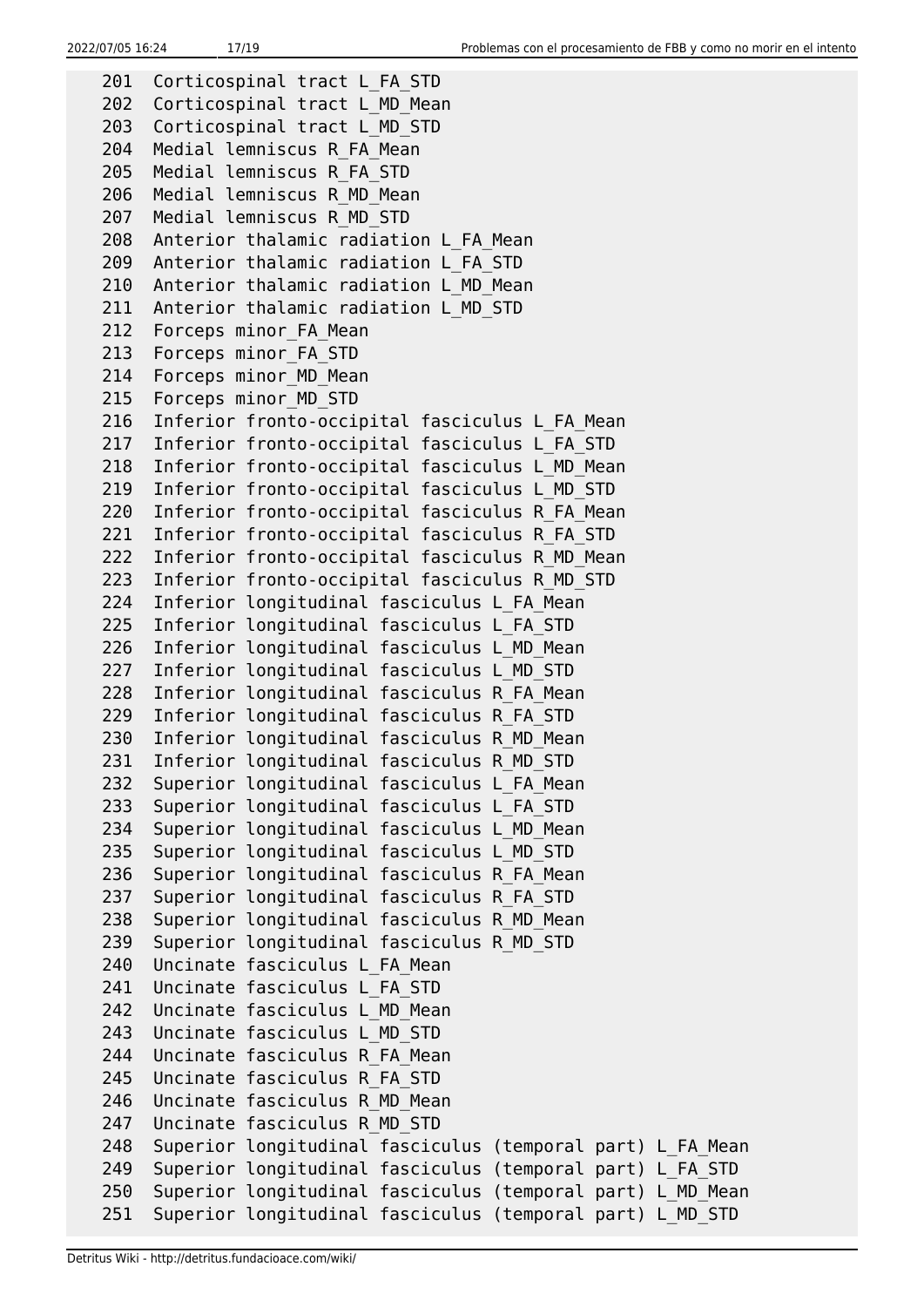```
201  Corticospinal tract L_FA_STD
202  Corticospinal tract L_MD_Mean
203  Corticospinal tract L_MD_STD
204  Medial lemniscus R_FA_Mean
205  Medial lemniscus R_FA_STD
206  Medial lemniscus R_MD_Mean
207  Medial lemniscus R_MD_STD
208  Anterior thalamic radiation L_FA_Mean
209  Anterior thalamic radiation L_FA_STD
210  Anterior thalamic radiation L_MD_Mean
211  Anterior thalamic radiation L_MD_STD
212  Forceps minor_FA_Mean
213  Forceps minor_FA_STD
214  Forceps minor_MD_Mean
215  Forceps minor_MD_STD
216  Inferior fronto-occipital fasciculus L_FA_Mean
217  Inferior fronto-occipital fasciculus L_FA_STD
218  Inferior fronto-occipital fasciculus L_MD_Mean
219  Inferior fronto-occipital fasciculus L_MD_STD
220  Inferior fronto-occipital fasciculus R_FA_Mean
221  Inferior fronto-occipital fasciculus R_FA_STD
222  Inferior fronto-occipital fasciculus R_MD_Mean
223  Inferior fronto-occipital fasciculus R_MD_STD
224  Inferior longitudinal fasciculus L_FA_Mean
225  Inferior longitudinal fasciculus L_FA_STD
226  Inferior longitudinal fasciculus L_MD_Mean
227  Inferior longitudinal fasciculus L_MD_STD
228  Inferior longitudinal fasciculus R_FA_Mean
229  Inferior longitudinal fasciculus R_FA_STD
230  Inferior longitudinal fasciculus R_MD_Mean
231  Inferior longitudinal fasciculus R_MD_STD
232  Superior longitudinal fasciculus L_FA_Mean
233  Superior longitudinal fasciculus L_FA_STD
234  Superior longitudinal fasciculus L_MD_Mean
235  Superior longitudinal fasciculus L_MD_STD
236  Superior longitudinal fasciculus R_FA_Mean
237  Superior longitudinal fasciculus R_FA_STD
238  Superior longitudinal fasciculus R_MD_Mean
239  Superior longitudinal fasciculus R_MD_STD
240  Uncinate fasciculus L_FA_Mean
241  Uncinate fasciculus L_FA_STD
242  Uncinate fasciculus L_MD_Mean
243  Uncinate fasciculus L_MD_STD
244  Uncinate fasciculus R_FA_Mean
245  Uncinate fasciculus R_FA_STD
246  Uncinate fasciculus R_MD_Mean
247  Uncinate fasciculus R_MD_STD
248  Superior longitudinal fasciculus (temporal part) L_FA_Mean
249  Superior longitudinal fasciculus (temporal part) L_FA_STD
250  Superior longitudinal fasciculus (temporal part) L_MD_Mean
251  Superior longitudinal fasciculus (temporal part) L_MD_STD
```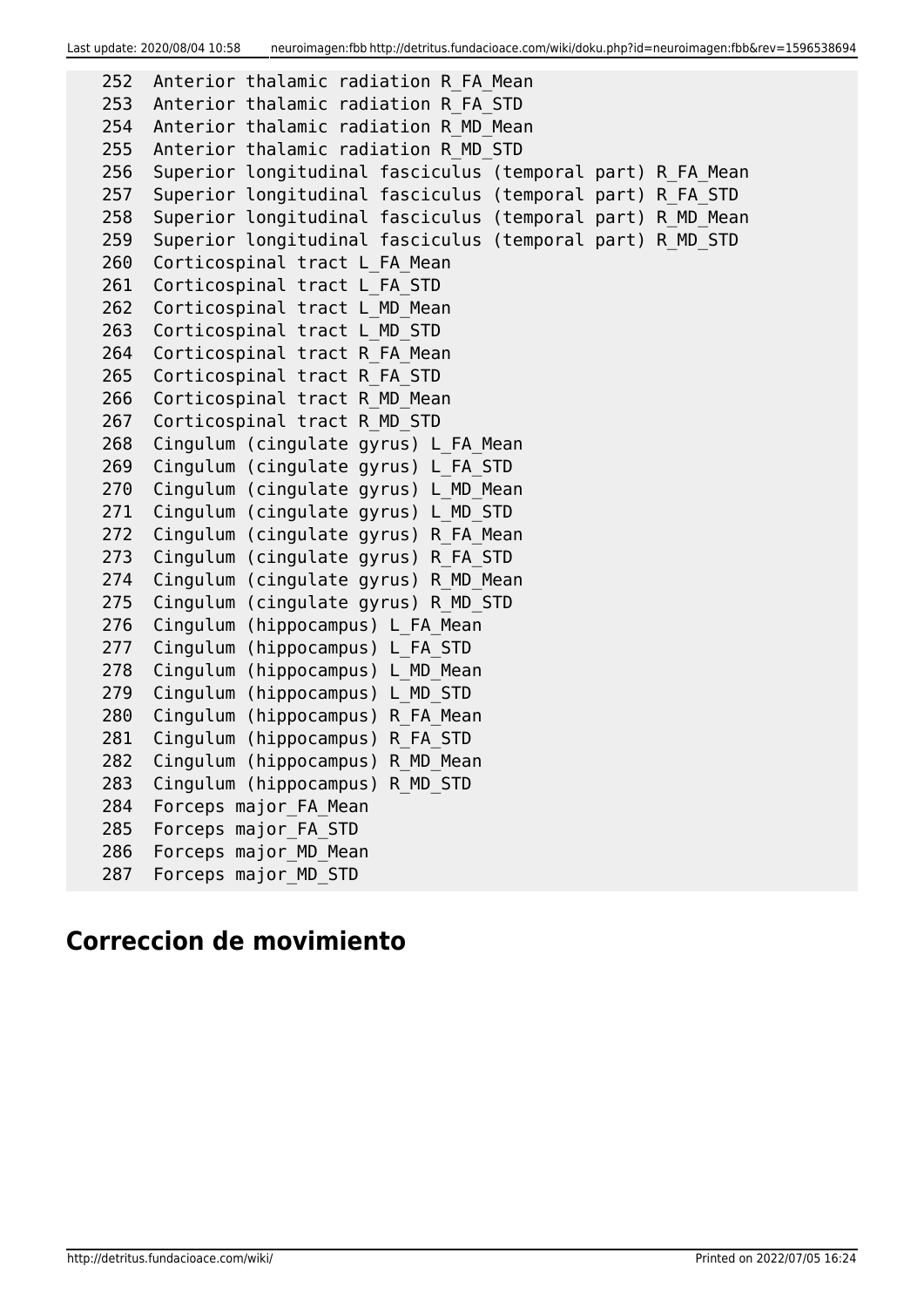```
252  Anterior thalamic radiation R_FA_Mean
253  Anterior thalamic radiation R_FA_STD
254  Anterior thalamic radiation R_MD_Mean
255  Anterior thalamic radiation R_MD_STD
256  Superior longitudinal fasciculus (temporal part) R_FA_Mean
257  Superior longitudinal fasciculus (temporal part) R_FA_STD
258  Superior longitudinal fasciculus (temporal part) R_MD_Mean
259  Superior longitudinal fasciculus (temporal part) R_MD_STD
260  Corticospinal tract L_FA_Mean
261  Corticospinal tract L_FA_STD
262  Corticospinal tract L_MD_Mean
263  Corticospinal tract L_MD_STD
264  Corticospinal tract R_FA_Mean
265  Corticospinal tract R_FA_STD
266  Corticospinal tract R_MD_Mean
267  Corticospinal tract R_MD_STD
268  Cingulum (cingulate gyrus) L_FA_Mean
269  Cingulum (cingulate gyrus) L_FA_STD
270  Cingulum (cingulate gyrus) L_MD_Mean
271  Cingulum (cingulate gyrus) L_MD_STD
272  Cingulum (cingulate gyrus) R_FA_Mean
273  Cingulum (cingulate gyrus) R_FA_STD
274  Cingulum (cingulate gyrus) R_MD_Mean
275  Cingulum (cingulate gyrus) R_MD_STD
276  Cingulum (hippocampus) L_FA_Mean
277  Cingulum (hippocampus) L_FA_STD
278  Cingulum (hippocampus) L_MD_Mean
279  Cingulum (hippocampus) L_MD_STD
280  Cingulum (hippocampus) R_FA_Mean
281  Cingulum (hippocampus) R_FA_STD
282  Cingulum (hippocampus) R_MD_Mean
283  Cingulum (hippocampus) R_MD_STD
284  Forceps major_FA_Mean
285  Forceps major_FA_STD
286  Forceps major_MD_Mean
287  Forceps major_MD_STD
```

## Correccion de movimiento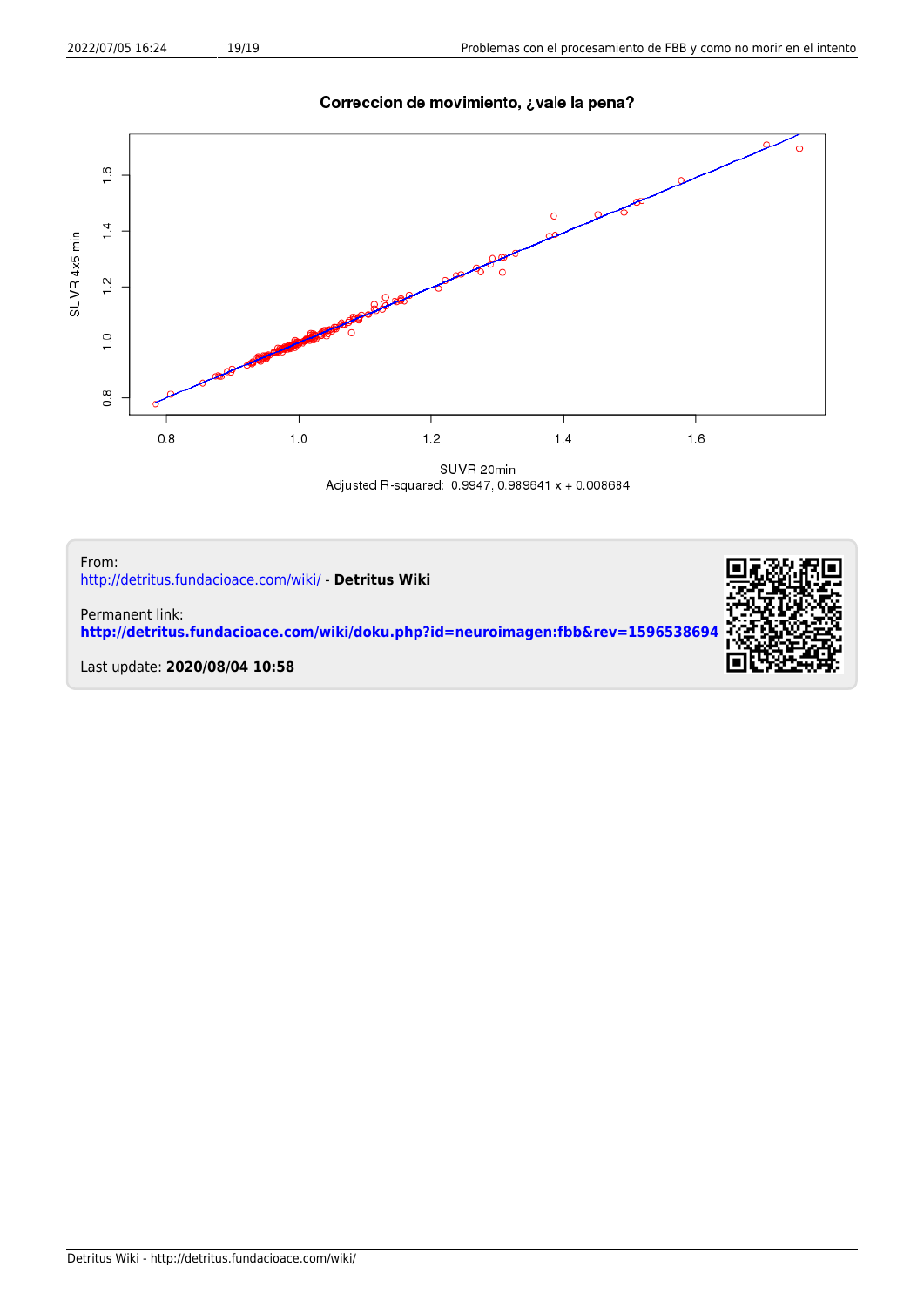Correccion de movimiento, ¿vale la pena?

SUVR 4x5 min

0.8
1.0
1.2
1.4
1.6

0.8
1.0
1.2
1.4
1.6

SUVR 20min

Adjusted R-squared: 0.9947, 0.989641 x + 0.008684

From:
http://detritus.fundacioace.com/wiki/ - **Detritus Wiki**

Permanent link:
**http://detritus.fundacioace.com/wiki/doku.php?id=neuroimagen:fbb&rev=1596538694**

Last update: **2020/08/04 10:58**